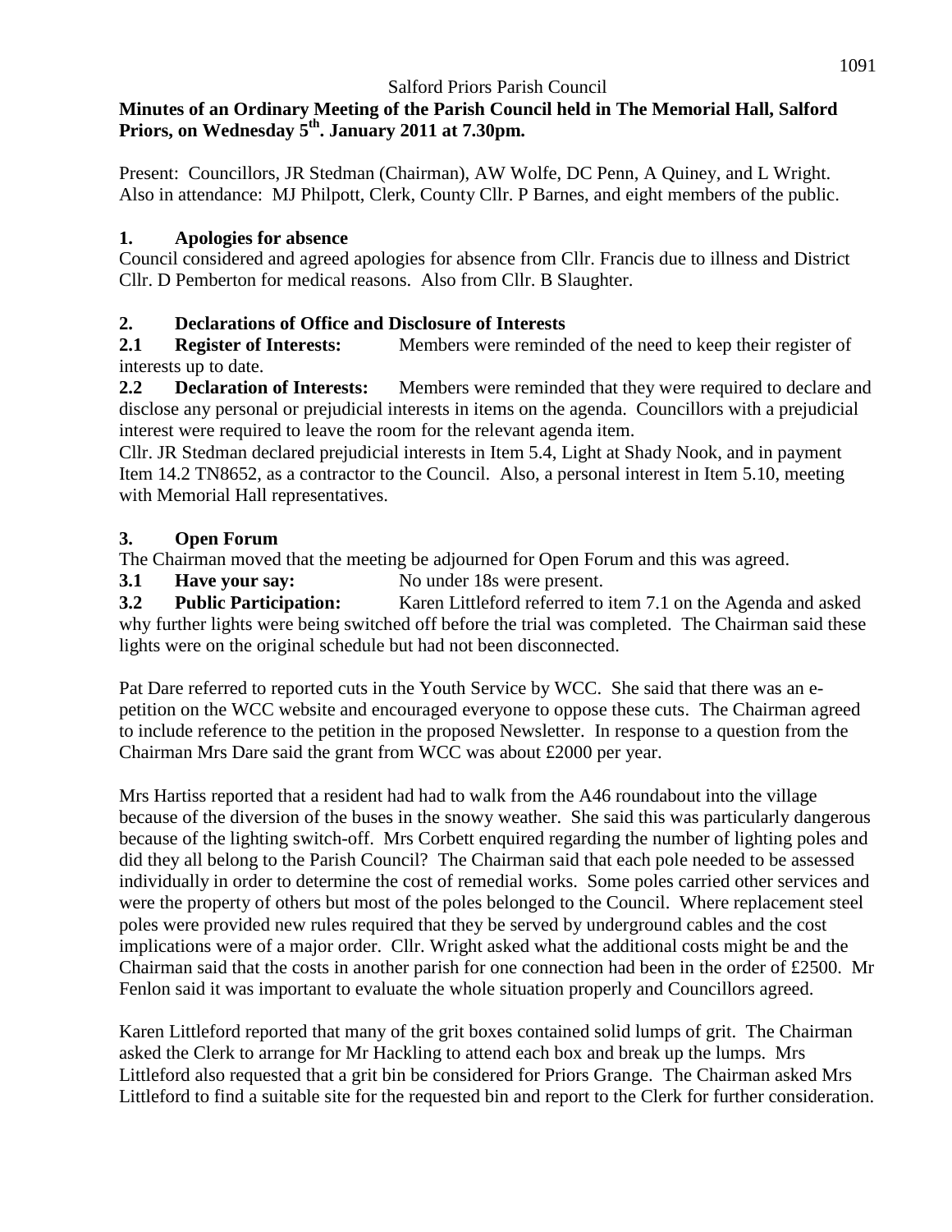Salford Priors Parish Council

**Minutes of an Ordinary Meeting of the Parish Council held in The Memorial Hall, Salford Priors, on Wednesday 5th. January 2011 at 7.30pm.**

Present: Councillors, JR Stedman (Chairman), AW Wolfe, DC Penn, A Quiney, and L Wright. Also in attendance: MJ Philpott, Clerk, County Cllr. P Barnes, and eight members of the public.

## 1. Apologies for absence

Council considered and agreed apologies for absence from Cllr. Francis due to illness and District Cllr. D Pemberton for medical reasons. Also from Cllr. B Slaughter.

## 2. Declarations of Office and Disclosure of Interests

**2.1 Register of Interests:** Members were reminded of the need to keep their register of interests up to date.

**2.2 Declaration of Interests:** Members were reminded that they were required to declare and disclose any personal or prejudicial interests in items on the agenda. Councillors with a prejudicial interest were required to leave the room for the relevant agenda item.

Cllr. JR Stedman declared prejudicial interests in Item 5.4, Light at Shady Nook, and in payment Item 14.2 TN8652, as a contractor to the Council. Also, a personal interest in Item 5.10, meeting with Memorial Hall representatives.

## 3. Open Forum

The Chairman moved that the meeting be adjourned for Open Forum and this was agreed.

**3.1 Have your say:** No under 18s were present.

**3.2 Public Participation:** Karen Littleford referred to item 7.1 on the Agenda and asked why further lights were being switched off before the trial was completed. The Chairman said these lights were on the original schedule but had not been disconnected.

Pat Dare referred to reported cuts in the Youth Service by WCC. She said that there was an e-petition on the WCC website and encouraged everyone to oppose these cuts. The Chairman agreed to include reference to the petition in the proposed Newsletter. In response to a question from the Chairman Mrs Dare said the grant from WCC was about £2000 per year.

Mrs Hartiss reported that a resident had had to walk from the A46 roundabout into the village because of the diversion of the buses in the snowy weather. She said this was particularly dangerous because of the lighting switch-off. Mrs Corbett enquired regarding the number of lighting poles and did they all belong to the Parish Council? The Chairman said that each pole needed to be assessed individually in order to determine the cost of remedial works. Some poles carried other services and were the property of others but most of the poles belonged to the Council. Where replacement steel poles were provided new rules required that they be served by underground cables and the cost implications were of a major order. Cllr. Wright asked what the additional costs might be and the Chairman said that the costs in another parish for one connection had been in the order of £2500. Mr Fenlon said it was important to evaluate the whole situation properly and Councillors agreed.

Karen Littleford reported that many of the grit boxes contained solid lumps of grit. The Chairman asked the Clerk to arrange for Mr Hackling to attend each box and break up the lumps. Mrs Littleford also requested that a grit bin be considered for Priors Grange. The Chairman asked Mrs Littleford to find a suitable site for the requested bin and report to the Clerk for further consideration.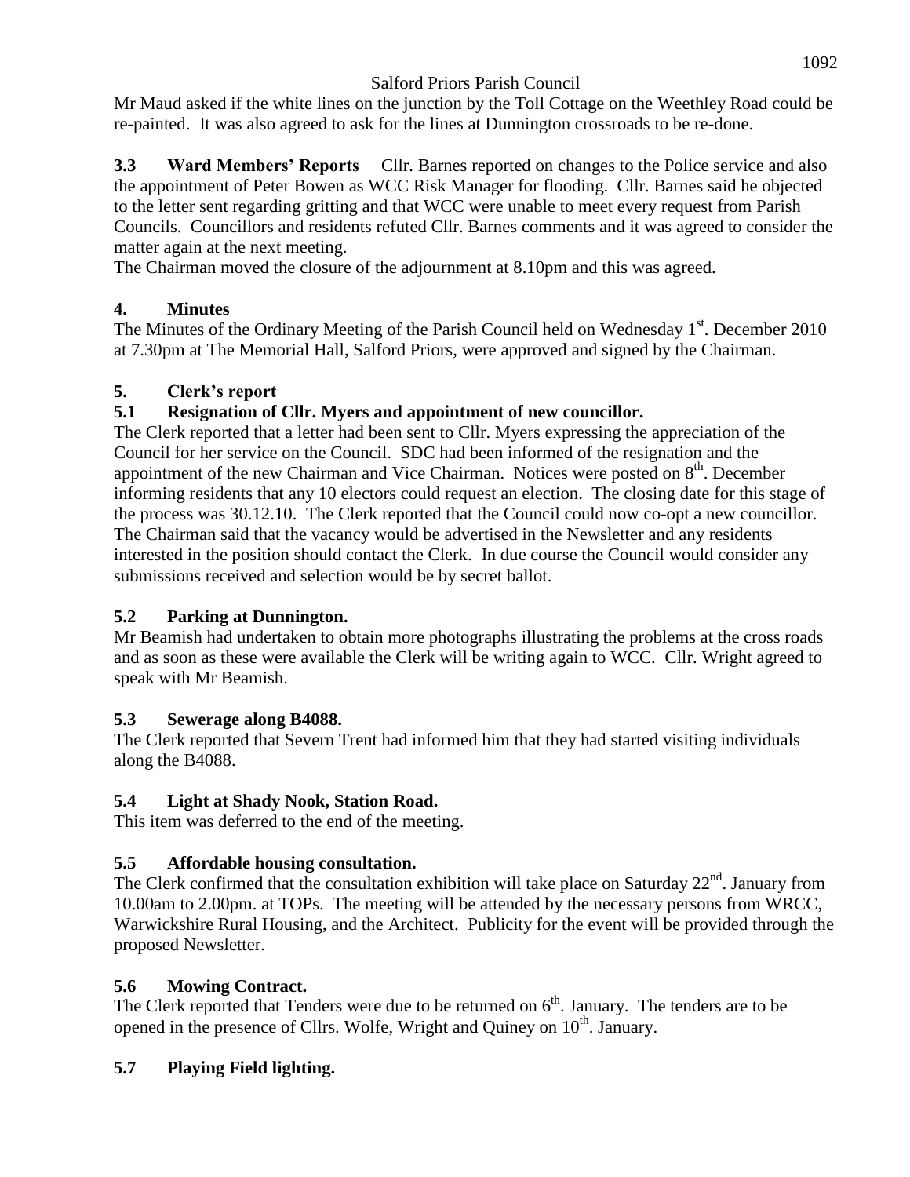Mr Maud asked if the white lines on the junction by the Toll Cottage on the Weethley Road could be re-painted. It was also agreed to ask for the lines at Dunnington crossroads to be re-done.

**3.3 Ward Members' Reports** Cllr. Barnes reported on changes to the Police service and also the appointment of Peter Bowen as WCC Risk Manager for flooding. Cllr. Barnes said he objected to the letter sent regarding gritting and that WCC were unable to meet every request from Parish Councils. Councillors and residents refuted Cllr. Barnes comments and it was agreed to consider the matter again at the next meeting.

The Chairman moved the closure of the adjournment at 8.10pm and this was agreed.

## 4. Minutes

The Minutes of the Ordinary Meeting of the Parish Council held on Wednesday 1st. December 2010 at 7.30pm at The Memorial Hall, Salford Priors, were approved and signed by the Chairman.

## 5. Clerk's report

### 5.1 Resignation of Cllr. Myers and appointment of new councillor.

The Clerk reported that a letter had been sent to Cllr. Myers expressing the appreciation of the Council for her service on the Council. SDC had been informed of the resignation and the appointment of the new Chairman and Vice Chairman. Notices were posted on 8th. December informing residents that any 10 electors could request an election. The closing date for this stage of the process was 30.12.10. The Clerk reported that the Council could now co-opt a new councillor. The Chairman said that the vacancy would be advertised in the Newsletter and any residents interested in the position should contact the Clerk. In due course the Council would consider any submissions received and selection would be by secret ballot.

### 5.2 Parking at Dunnington.

Mr Beamish had undertaken to obtain more photographs illustrating the problems at the cross roads and as soon as these were available the Clerk will be writing again to WCC. Cllr. Wright agreed to speak with Mr Beamish.

### 5.3 Sewerage along B4088.

The Clerk reported that Severn Trent had informed him that they had started visiting individuals along the B4088.

### 5.4 Light at Shady Nook, Station Road.

This item was deferred to the end of the meeting.

### 5.5 Affordable housing consultation.

The Clerk confirmed that the consultation exhibition will take place on Saturday 22nd. January from 10.00am to 2.00pm. at TOPs. The meeting will be attended by the necessary persons from WRCC, Warwickshire Rural Housing, and the Architect. Publicity for the event will be provided through the proposed Newsletter.

### 5.6 Mowing Contract.

The Clerk reported that Tenders were due to be returned on 6th. January. The tenders are to be opened in the presence of Cllrs. Wolfe, Wright and Quiney on 10th. January.

### 5.7 Playing Field lighting.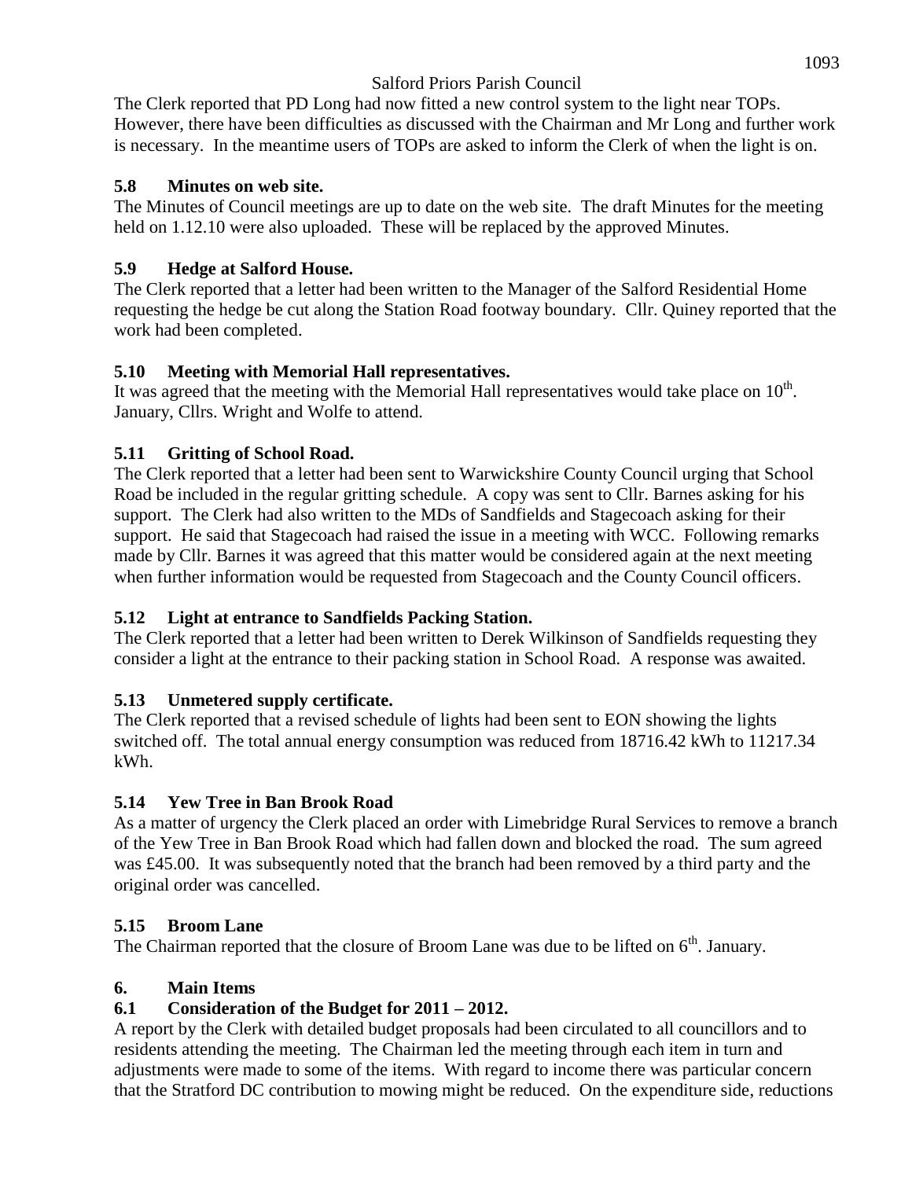The Clerk reported that PD Long had now fitted a new control system to the light near TOPs. However, there have been difficulties as discussed with the Chairman and Mr Long and further work is necessary. In the meantime users of TOPs are asked to inform the Clerk of when the light is on.

### 5.8 Minutes on web site.

The Minutes of Council meetings are up to date on the web site. The draft Minutes for the meeting held on 1.12.10 were also uploaded. These will be replaced by the approved Minutes.

### 5.9 Hedge at Salford House.

The Clerk reported that a letter had been written to the Manager of the Salford Residential Home requesting the hedge be cut along the Station Road footway boundary. Cllr. Quiney reported that the work had been completed.

### 5.10 Meeting with Memorial Hall representatives.

It was agreed that the meeting with the Memorial Hall representatives would take place on 10th. January, Cllrs. Wright and Wolfe to attend.

### 5.11 Gritting of School Road.

The Clerk reported that a letter had been sent to Warwickshire County Council urging that School Road be included in the regular gritting schedule. A copy was sent to Cllr. Barnes asking for his support. The Clerk had also written to the MDs of Sandfields and Stagecoach asking for their support. He said that Stagecoach had raised the issue in a meeting with WCC. Following remarks made by Cllr. Barnes it was agreed that this matter would be considered again at the next meeting when further information would be requested from Stagecoach and the County Council officers.

### 5.12 Light at entrance to Sandfields Packing Station.

The Clerk reported that a letter had been written to Derek Wilkinson of Sandfields requesting they consider a light at the entrance to their packing station in School Road. A response was awaited.

### 5.13 Unmetered supply certificate.

The Clerk reported that a revised schedule of lights had been sent to EON showing the lights switched off. The total annual energy consumption was reduced from 18716.42 kWh to 11217.34 kWh.

### 5.14 Yew Tree in Ban Brook Road

As a matter of urgency the Clerk placed an order with Limebridge Rural Services to remove a branch of the Yew Tree in Ban Brook Road which had fallen down and blocked the road. The sum agreed was £45.00. It was subsequently noted that the branch had been removed by a third party and the original order was cancelled.

### 5.15 Broom Lane

The Chairman reported that the closure of Broom Lane was due to be lifted on 6th. January.

## 6. Main Items

### 6.1 Consideration of the Budget for 2011 – 2012.

A report by the Clerk with detailed budget proposals had been circulated to all councillors and to residents attending the meeting. The Chairman led the meeting through each item in turn and adjustments were made to some of the items. With regard to income there was particular concern that the Stratford DC contribution to mowing might be reduced. On the expenditure side, reductions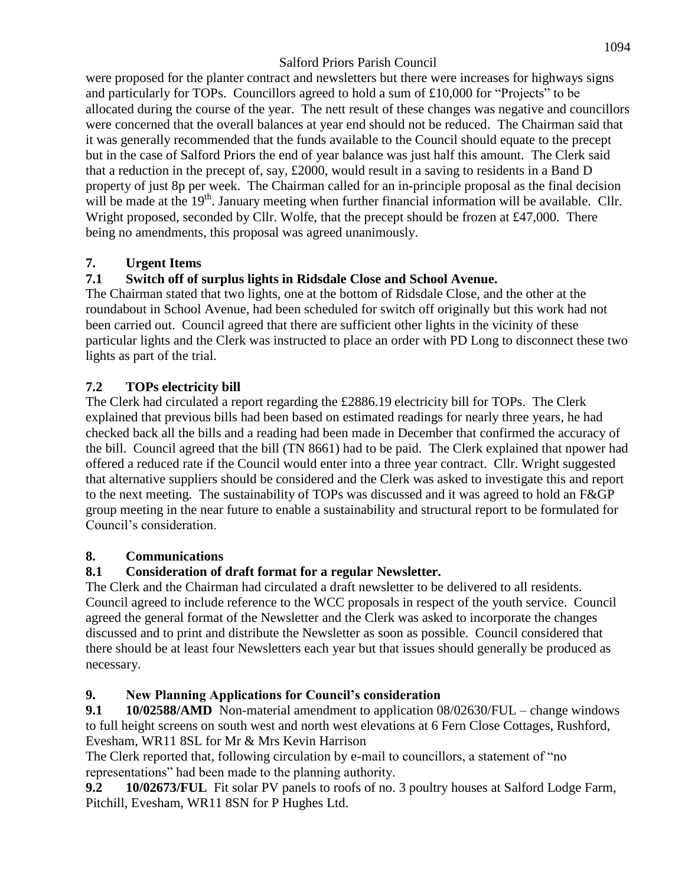were proposed for the planter contract and newsletters but there were increases for highways signs and particularly for TOPs. Councillors agreed to hold a sum of £10,000 for "Projects" to be allocated during the course of the year. The nett result of these changes was negative and councillors were concerned that the overall balances at year end should not be reduced. The Chairman said that it was generally recommended that the funds available to the Council should equate to the precept but in the case of Salford Priors the end of year balance was just half this amount. The Clerk said that a reduction in the precept of, say, £2000, would result in a saving to residents in a Band D property of just 8p per week. The Chairman called for an in-principle proposal as the final decision will be made at the 19th. January meeting when further financial information will be available. Cllr. Wright proposed, seconded by Cllr. Wolfe, that the precept should be frozen at £47,000. There being no amendments, this proposal was agreed unanimously.

## 7. Urgent Items

### 7.1 Switch off of surplus lights in Ridsdale Close and School Avenue.

The Chairman stated that two lights, one at the bottom of Ridsdale Close, and the other at the roundabout in School Avenue, had been scheduled for switch off originally but this work had not been carried out. Council agreed that there are sufficient other lights in the vicinity of these particular lights and the Clerk was instructed to place an order with PD Long to disconnect these two lights as part of the trial.

### 7.2 TOPs electricity bill

The Clerk had circulated a report regarding the £2886.19 electricity bill for TOPs. The Clerk explained that previous bills had been based on estimated readings for nearly three years, he had checked back all the bills and a reading had been made in December that confirmed the accuracy of the bill. Council agreed that the bill (TN 8661) had to be paid. The Clerk explained that npower had offered a reduced rate if the Council would enter into a three year contract. Cllr. Wright suggested that alternative suppliers should be considered and the Clerk was asked to investigate this and report to the next meeting. The sustainability of TOPs was discussed and it was agreed to hold an F&GP group meeting in the near future to enable a sustainability and structural report to be formulated for Council's consideration.

## 8. Communications

### 8.1 Consideration of draft format for a regular Newsletter.

The Clerk and the Chairman had circulated a draft newsletter to be delivered to all residents. Council agreed to include reference to the WCC proposals in respect of the youth service. Council agreed the general format of the Newsletter and the Clerk was asked to incorporate the changes discussed and to print and distribute the Newsletter as soon as possible. Council considered that there should be at least four Newsletters each year but that issues should generally be produced as necessary.

## 9. New Planning Applications for Council's consideration

**9.1 10/02588/AMD** Non-material amendment to application 08/02630/FUL – change windows to full height screens on south west and north west elevations at 6 Fern Close Cottages, Rushford, Evesham, WR11 8SL for Mr & Mrs Kevin Harrison

The Clerk reported that, following circulation by e-mail to councillors, a statement of "no representations" had been made to the planning authority.

**9.2 10/02673/FUL** Fit solar PV panels to roofs of no. 3 poultry houses at Salford Lodge Farm, Pitchill, Evesham, WR11 8SN for P Hughes Ltd.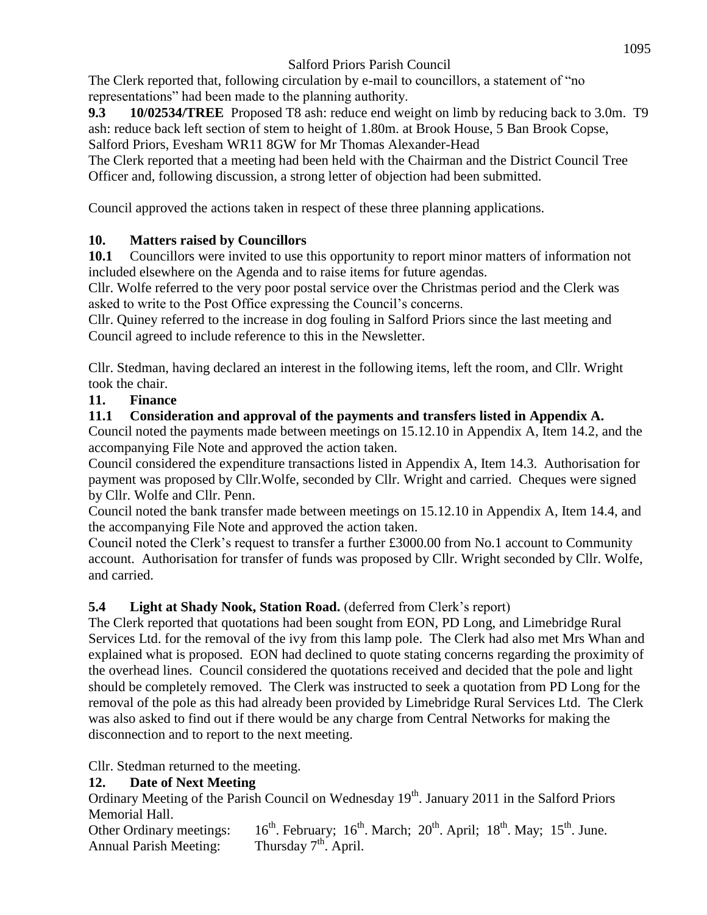The Clerk reported that, following circulation by e-mail to councillors, a statement of "no representations" had been made to the planning authority.

**9.3 10/02534/TREE** Proposed T8 ash: reduce end weight on limb by reducing back to 3.0m. T9 ash: reduce back left section of stem to height of 1.80m. at Brook House, 5 Ban Brook Copse, Salford Priors, Evesham WR11 8GW for Mr Thomas Alexander-Head

The Clerk reported that a meeting had been held with the Chairman and the District Council Tree Officer and, following discussion, a strong letter of objection had been submitted.

Council approved the actions taken in respect of these three planning applications.

## 10. Matters raised by Councillors

**10.1** Councillors were invited to use this opportunity to report minor matters of information not included elsewhere on the Agenda and to raise items for future agendas.

Cllr. Wolfe referred to the very poor postal service over the Christmas period and the Clerk was asked to write to the Post Office expressing the Council's concerns.

Cllr. Quiney referred to the increase in dog fouling in Salford Priors since the last meeting and Council agreed to include reference to this in the Newsletter.

Cllr. Stedman, having declared an interest in the following items, left the room, and Cllr. Wright took the chair.

## 11. Finance

### 11.1 Consideration and approval of the payments and transfers listed in Appendix A.

Council noted the payments made between meetings on 15.12.10 in Appendix A, Item 14.2, and the accompanying File Note and approved the action taken.

Council considered the expenditure transactions listed in Appendix A, Item 14.3. Authorisation for payment was proposed by Cllr.Wolfe, seconded by Cllr. Wright and carried. Cheques were signed by Cllr. Wolfe and Cllr. Penn.

Council noted the bank transfer made between meetings on 15.12.10 in Appendix A, Item 14.4, and the accompanying File Note and approved the action taken.

Council noted the Clerk's request to transfer a further £3000.00 from No.1 account to Community account. Authorisation for transfer of funds was proposed by Cllr. Wright seconded by Cllr. Wolfe, and carried.

### 5.4 Light at Shady Nook, Station Road. (deferred from Clerk's report)

The Clerk reported that quotations had been sought from EON, PD Long, and Limebridge Rural Services Ltd. for the removal of the ivy from this lamp pole. The Clerk had also met Mrs Whan and explained what is proposed. EON had declined to quote stating concerns regarding the proximity of the overhead lines. Council considered the quotations received and decided that the pole and light should be completely removed. The Clerk was instructed to seek a quotation from PD Long for the removal of the pole as this had already been provided by Limebridge Rural Services Ltd. The Clerk was also asked to find out if there would be any charge from Central Networks for making the disconnection and to report to the next meeting.

Cllr. Stedman returned to the meeting.

## 12. Date of Next Meeting

Ordinary Meeting of the Parish Council on Wednesday 19th. January 2011 in the Salford Priors Memorial Hall.

Other Ordinary meetings: 16th. February; 16th. March; 20th. April; 18th. May; 15th. June.

Annual Parish Meeting: Thursday 7th. April.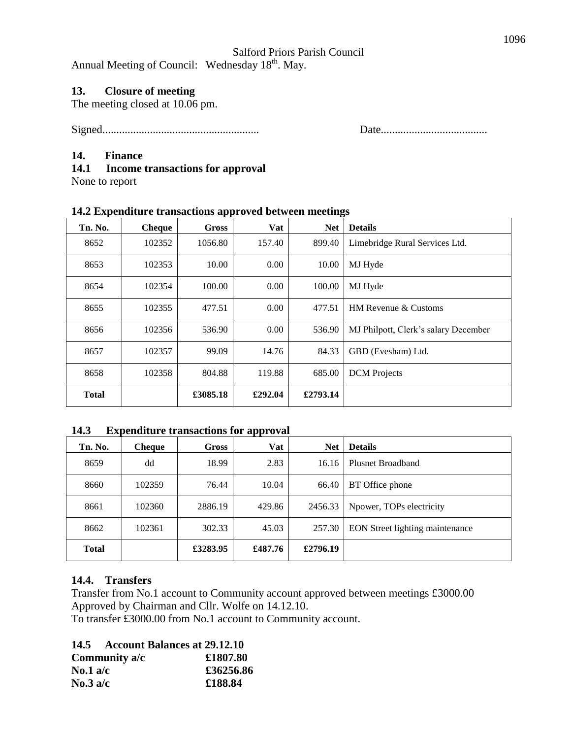Salford Priors Parish Council

Annual Meeting of Council: Wednesday 18th. May.

## 13. Closure of meeting

The meeting closed at 10.06 pm.

Signed....................................................... Date......................................

## 14. Finance

### 14.1 Income transactions for approval

None to report

### 14.2 Expenditure transactions approved between meetings

| Tn. No. | Cheque | Gross | Vat | Net | Details |
|---|---|---|---|---|---|
| 8652 | 102352 | 1056.80 | 157.40 | 899.40 | Limebridge Rural Services Ltd. |
| 8653 | 102353 | 10.00 | 0.00 | 10.00 | MJ Hyde |
| 8654 | 102354 | 100.00 | 0.00 | 100.00 | MJ Hyde |
| 8655 | 102355 | 477.51 | 0.00 | 477.51 | HM Revenue & Customs |
| 8656 | 102356 | 536.90 | 0.00 | 536.90 | MJ Philpott, Clerk's salary December |
| 8657 | 102357 | 99.09 | 14.76 | 84.33 | GBD (Evesham) Ltd. |
| 8658 | 102358 | 804.88 | 119.88 | 685.00 | DCM Projects |
| **Total** | | **£3085.18** | **£292.04** | **£2793.14** | |

### 14.3 Expenditure transactions for approval

| Tn. No. | Cheque | Gross | Vat | Net | Details |
|---|---|---|---|---|---|
| 8659 | dd | 18.99 | 2.83 | 16.16 | Plusnet Broadband |
| 8660 | 102359 | 76.44 | 10.04 | 66.40 | BT Office phone |
| 8661 | 102360 | 2886.19 | 429.86 | 2456.33 | Npower, TOPs electricity |
| 8662 | 102361 | 302.33 | 45.03 | 257.30 | EON Street lighting maintenance |
| **Total** | | **£3283.95** | **£487.76** | **£2796.19** | |

### 14.4. Transfers

Transfer from No.1 account to Community account approved between meetings £3000.00
Approved by Chairman and Cllr. Wolfe on 14.12.10.
To transfer £3000.00 from No.1 account to Community account.

### 14.5 Account Balances at 29.12.10

**Community a/c** **£1807.80**
**No.1 a/c** **£36256.86**
**No.3 a/c** **£188.84**